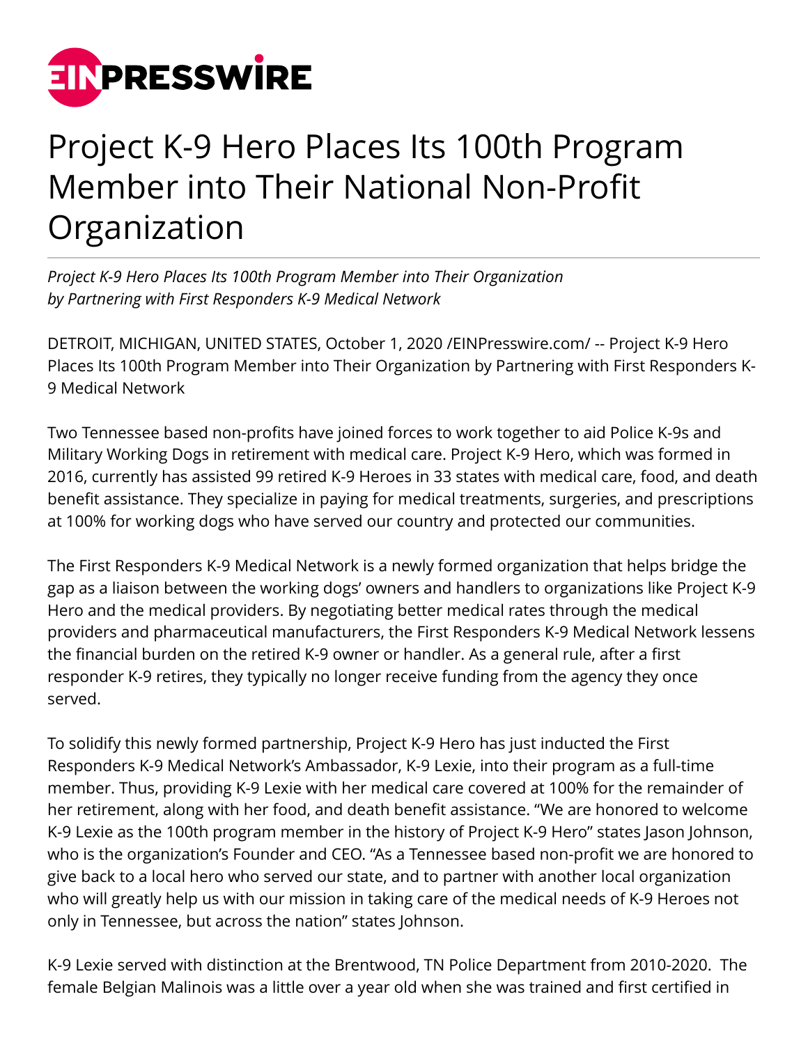# Project K-9 Hero Places Its 100th Program Member into Their National Non-Profit Organization

*Project K-9 Hero Places Its 100th Program Member into Their Organization by Partnering with First Responders K-9 Medical Network*

DETROIT, MICHIGAN, UNITED STATES, October 1, 2020 /EINPresswire.com/ -- Project K-9 Hero Places Its 100th Program Member into Their Organization by Partnering with First Responders K-9 Medical Network

Two Tennessee based non-profits have joined forces to work together to aid Police K-9s and Military Working Dogs in retirement with medical care. Project K-9 Hero, which was formed in 2016, currently has assisted 99 retired K-9 Heroes in 33 states with medical care, food, and death benefit assistance. They specialize in paying for medical treatments, surgeries, and prescriptions at 100% for working dogs who have served our country and protected our communities.

The First Responders K-9 Medical Network is a newly formed organization that helps bridge the gap as a liaison between the working dogs' owners and handlers to organizations like Project K-9 Hero and the medical providers. By negotiating better medical rates through the medical providers and pharmaceutical manufacturers, the First Responders K-9 Medical Network lessens the financial burden on the retired K-9 owner or handler. As a general rule, after a first responder K-9 retires, they typically no longer receive funding from the agency they once served.

To solidify this newly formed partnership, Project K-9 Hero has just inducted the First Responders K-9 Medical Network's Ambassador, K-9 Lexie, into their program as a full-time member. Thus, providing K-9 Lexie with her medical care covered at 100% for the remainder of her retirement, along with her food, and death benefit assistance. "We are honored to welcome K-9 Lexie as the 100th program member in the history of Project K-9 Hero" states Jason Johnson, who is the organization's Founder and CEO. "As a Tennessee based non-profit we are honored to give back to a local hero who served our state, and to partner with another local organization who will greatly help us with our mission in taking care of the medical needs of K-9 Heroes not only in Tennessee, but across the nation" states Johnson.

K-9 Lexie served with distinction at the Brentwood, TN Police Department from 2010-2020. The female Belgian Malinois was a little over a year old when she was trained and first certified in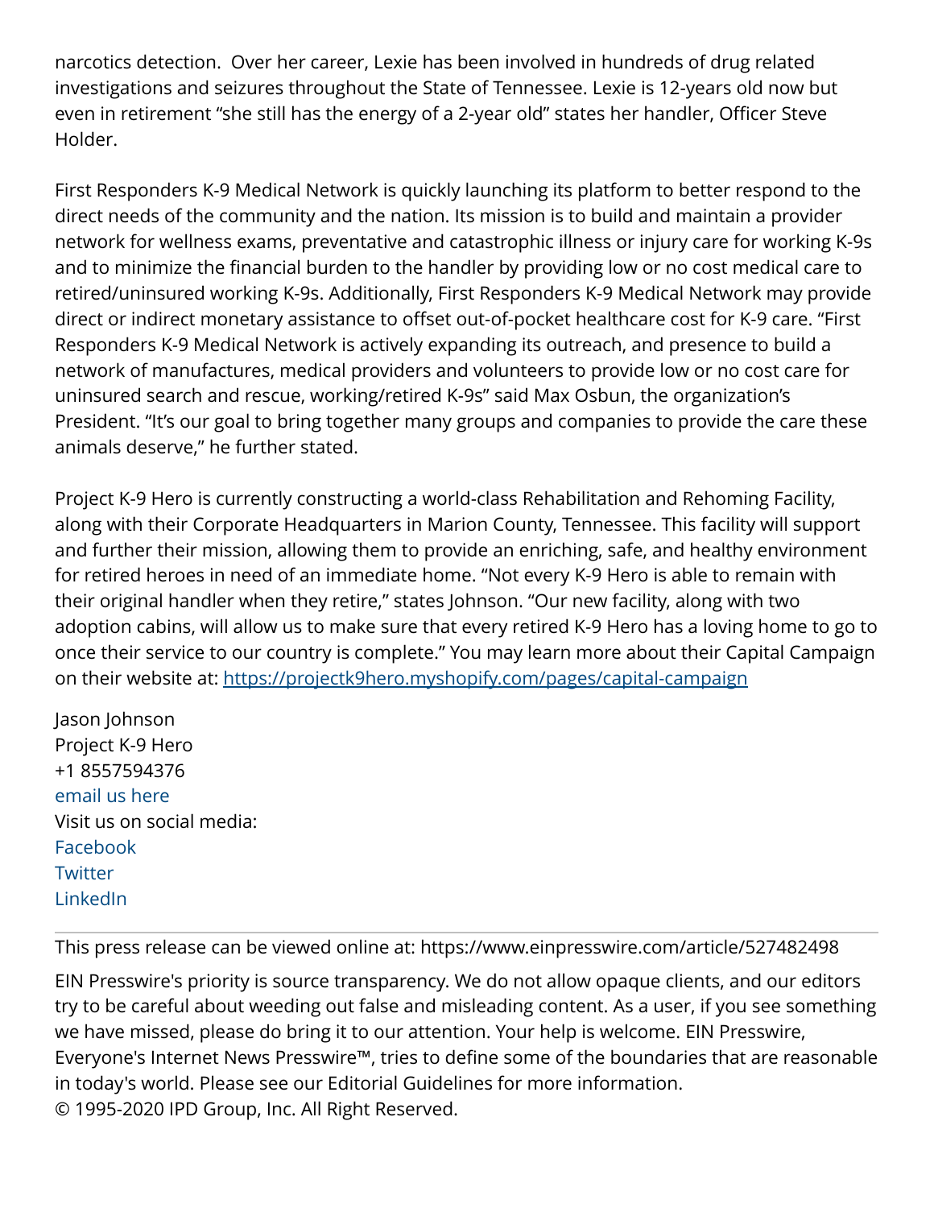narcotics detection. Over her career, Lexie has been involved in hundreds of drug related investigations and seizures throughout the State of Tennessee. Lexie is 12-years old now but even in retirement "she still has the energy of a 2-year old" states her handler, Officer Steve Holder.

First Responders K-9 Medical Network is quickly launching its platform to better respond to the direct needs of the community and the nation. Its mission is to build and maintain a provider network for wellness exams, preventative and catastrophic illness or injury care for working K-9s and to minimize the financial burden to the handler by providing low or no cost medical care to retired/uninsured working K-9s. Additionally, First Responders K-9 Medical Network may provide direct or indirect monetary assistance to offset out-of-pocket healthcare cost for K-9 care. "First Responders K-9 Medical Network is actively expanding its outreach, and presence to build a network of manufactures, medical providers and volunteers to provide low or no cost care for uninsured search and rescue, working/retired K-9s" said Max Osbun, the organization's President. "It's our goal to bring together many groups and companies to provide the care these animals deserve," he further stated.

Project K-9 Hero is currently constructing a world-class Rehabilitation and Rehoming Facility, along with their Corporate Headquarters in Marion County, Tennessee. This facility will support and further their mission, allowing them to provide an enriching, safe, and healthy environment for retired heroes in need of an immediate home. "Not every K-9 Hero is able to remain with their original handler when they retire," states Johnson. "Our new facility, along with two adoption cabins, will allow us to make sure that every retired K-9 Hero has a loving home to go to once their service to our country is complete." You may learn more about their Capital Campaign on their website at: https://projectk9hero.myshopify.com/pages/capital-campaign

Jason Johnson
Project K-9 Hero
+1 8557594376
email us here
Visit us on social media:
Facebook
Twitter
LinkedIn

---

This press release can be viewed online at: https://www.einpresswire.com/article/527482498

EIN Presswire's priority is source transparency. We do not allow opaque clients, and our editors try to be careful about weeding out false and misleading content. As a user, if you see something we have missed, please do bring it to our attention. Your help is welcome. EIN Presswire, Everyone's Internet News Presswire™, tries to define some of the boundaries that are reasonable in today's world. Please see our Editorial Guidelines for more information.
© 1995-2020 IPD Group, Inc. All Right Reserved.